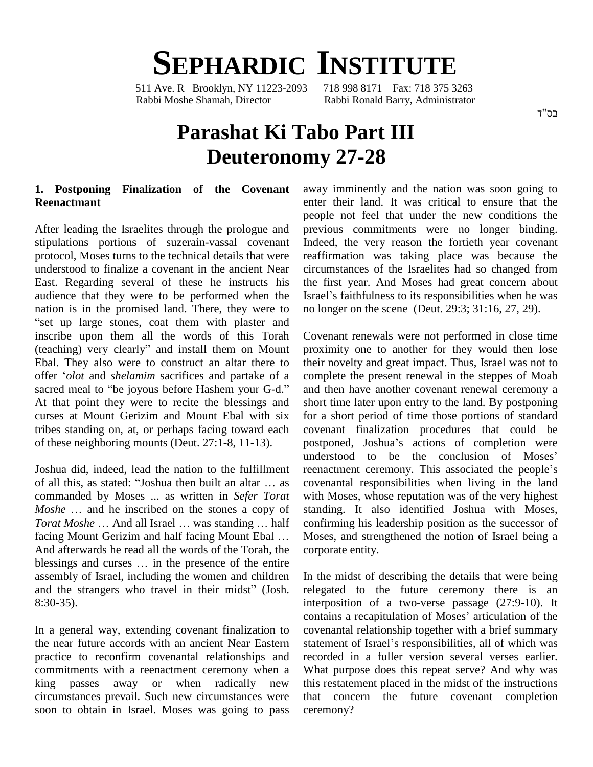# SEPHARDIC INSTITUTE

511 Ave. R Brooklyn, NY 11223-2093 718 998 8171 Fax: 718 375 3263
Rabbi Moshe Shamah, Director Rabbi Ronald Barry, Administrator

בס"ד

# Parashat Ki Tabo Part III
# Deuteronomy 27-28

## 1. Postponing Finalization of the Covenant Reenactmant

After leading the Israelites through the prologue and stipulations portions of suzerain-vassal covenant protocol, Moses turns to the technical details that were understood to finalize a covenant in the ancient Near East. Regarding several of these he instructs his audience that they were to be performed when the nation is in the promised land. There, they were to "set up large stones, coat them with plaster and inscribe upon them all the words of this Torah (teaching) very clearly" and install them on Mount Ebal. They also were to construct an altar there to offer '*olot* and *shelamim* sacrifices and partake of a sacred meal to "be joyous before Hashem your G-d." At that point they were to recite the blessings and curses at Mount Gerizim and Mount Ebal with six tribes standing on, at, or perhaps facing toward each of these neighboring mounts (Deut. 27:1-8, 11-13).

Joshua did, indeed, lead the nation to the fulfillment of all this, as stated: "Joshua then built an altar … as commanded by Moses ... as written in *Sefer Torat Moshe* … and he inscribed on the stones a copy of *Torat Moshe* … And all Israel … was standing … half facing Mount Gerizim and half facing Mount Ebal … And afterwards he read all the words of the Torah, the blessings and curses … in the presence of the entire assembly of Israel, including the women and children and the strangers who travel in their midst" (Josh. 8:30-35).

In a general way, extending covenant finalization to the near future accords with an ancient Near Eastern practice to reconfirm covenantal relationships and commitments with a reenactment ceremony when a king passes away or when radically new circumstances prevail. Such new circumstances were soon to obtain in Israel. Moses was going to pass away imminently and the nation was soon going to enter their land. It was critical to ensure that the people not feel that under the new conditions the previous commitments were no longer binding. Indeed, the very reason the fortieth year covenant reaffirmation was taking place was because the circumstances of the Israelites had so changed from the first year. And Moses had great concern about Israel's faithfulness to its responsibilities when he was no longer on the scene (Deut. 29:3; 31:16, 27, 29).

Covenant renewals were not performed in close time proximity one to another for they would then lose their novelty and great impact. Thus, Israel was not to complete the present renewal in the steppes of Moab and then have another covenant renewal ceremony a short time later upon entry to the land. By postponing for a short period of time those portions of standard covenant finalization procedures that could be postponed, Joshua's actions of completion were understood to be the conclusion of Moses' reenactment ceremony. This associated the people's covenantal responsibilities when living in the land with Moses, whose reputation was of the very highest standing. It also identified Joshua with Moses, confirming his leadership position as the successor of Moses, and strengthened the notion of Israel being a corporate entity.

In the midst of describing the details that were being relegated to the future ceremony there is an interposition of a two-verse passage (27:9-10). It contains a recapitulation of Moses' articulation of the covenantal relationship together with a brief summary statement of Israel's responsibilities, all of which was recorded in a fuller version several verses earlier. What purpose does this repeat serve? And why was this restatement placed in the midst of the instructions that concern the future covenant completion ceremony?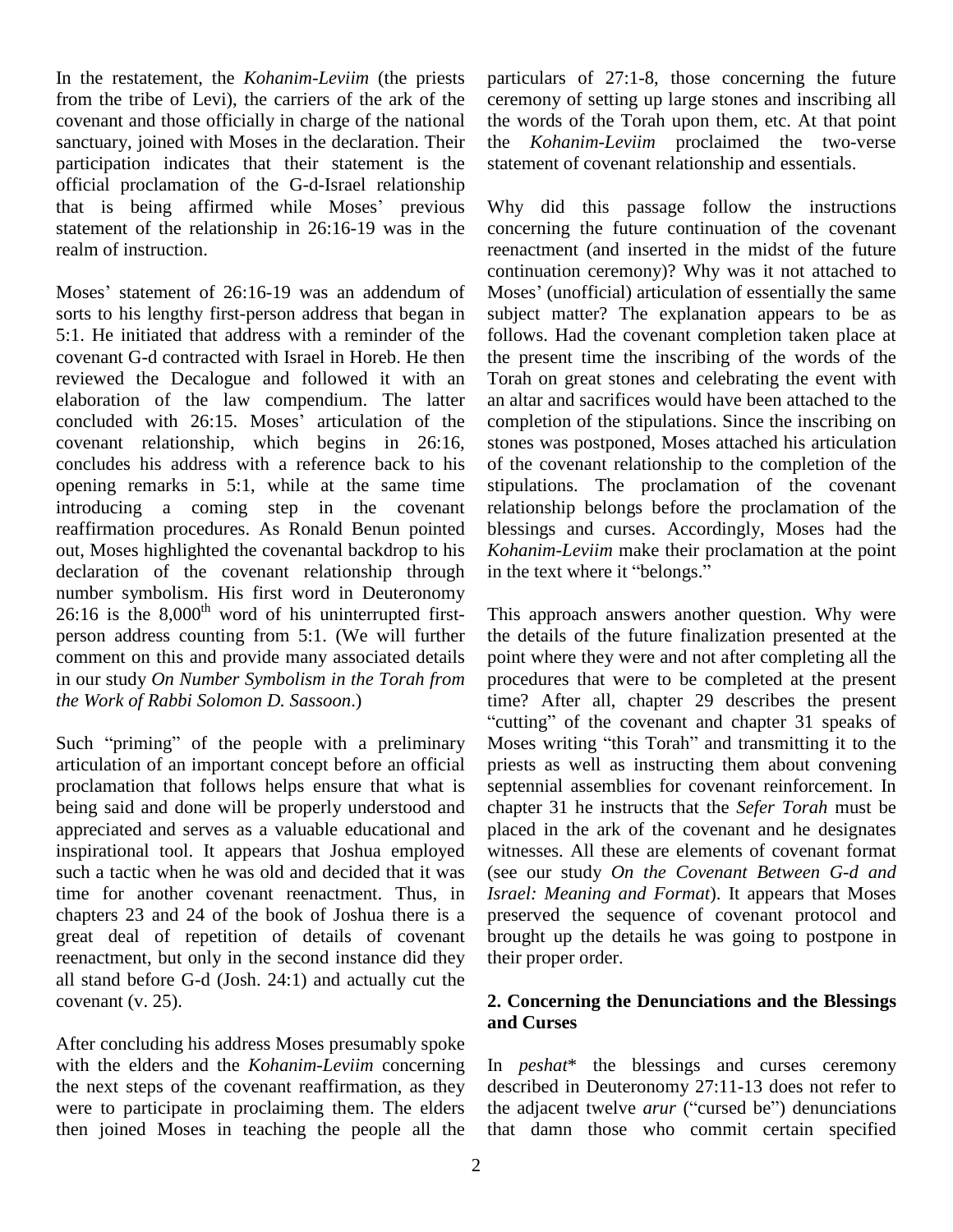In the restatement, the *Kohanim-Leviim* (the priests from the tribe of Levi), the carriers of the ark of the covenant and those officially in charge of the national sanctuary, joined with Moses in the declaration. Their participation indicates that their statement is the official proclamation of the G-d-Israel relationship that is being affirmed while Moses' previous statement of the relationship in 26:16-19 was in the realm of instruction.

Moses' statement of 26:16-19 was an addendum of sorts to his lengthy first-person address that began in 5:1. He initiated that address with a reminder of the covenant G-d contracted with Israel in Horeb. He then reviewed the Decalogue and followed it with an elaboration of the law compendium. The latter concluded with 26:15. Moses' articulation of the covenant relationship, which begins in 26:16, concludes his address with a reference back to his opening remarks in 5:1, while at the same time introducing a coming step in the covenant reaffirmation procedures. As Ronald Benun pointed out, Moses highlighted the covenantal backdrop to his declaration of the covenant relationship through number symbolism. His first word in Deuteronomy 26:16 is the 8,000th word of his uninterrupted first-person address counting from 5:1. (We will further comment on this and provide many associated details in our study *On Number Symbolism in the Torah from the Work of Rabbi Solomon D. Sassoon*.)

Such "priming" of the people with a preliminary articulation of an important concept before an official proclamation that follows helps ensure that what is being said and done will be properly understood and appreciated and serves as a valuable educational and inspirational tool. It appears that Joshua employed such a tactic when he was old and decided that it was time for another covenant reenactment. Thus, in chapters 23 and 24 of the book of Joshua there is a great deal of repetition of details of covenant reenactment, but only in the second instance did they all stand before G-d (Josh. 24:1) and actually cut the covenant (v. 25).

After concluding his address Moses presumably spoke with the elders and the *Kohanim-Leviim* concerning the next steps of the covenant reaffirmation, as they were to participate in proclaiming them. The elders then joined Moses in teaching the people all the particulars of 27:1-8, those concerning the future ceremony of setting up large stones and inscribing all the words of the Torah upon them, etc. At that point the *Kohanim-Leviim* proclaimed the two-verse statement of covenant relationship and essentials.

Why did this passage follow the instructions concerning the future continuation of the covenant reenactment (and inserted in the midst of the future continuation ceremony)? Why was it not attached to Moses' (unofficial) articulation of essentially the same subject matter? The explanation appears to be as follows. Had the covenant completion taken place at the present time the inscribing of the words of the Torah on great stones and celebrating the event with an altar and sacrifices would have been attached to the completion of the stipulations. Since the inscribing on stones was postponed, Moses attached his articulation of the covenant relationship to the completion of the stipulations. The proclamation of the covenant relationship belongs before the proclamation of the blessings and curses. Accordingly, Moses had the *Kohanim-Leviim* make their proclamation at the point in the text where it "belongs."

This approach answers another question. Why were the details of the future finalization presented at the point where they were and not after completing all the procedures that were to be completed at the present time? After all, chapter 29 describes the present "cutting" of the covenant and chapter 31 speaks of Moses writing "this Torah" and transmitting it to the priests as well as instructing them about convening septennial assemblies for covenant reinforcement. In chapter 31 he instructs that the *Sefer Torah* must be placed in the ark of the covenant and he designates witnesses. All these are elements of covenant format (see our study *On the Covenant Between G-d and Israel: Meaning and Format*). It appears that Moses preserved the sequence of covenant protocol and brought up the details he was going to postpone in their proper order.

## 2. Concerning the Denunciations and the Blessings and Curses

In *peshat*\* the blessings and curses ceremony described in Deuteronomy 27:11-13 does not refer to the adjacent twelve *arur* ("cursed be") denunciations that damn those who commit certain specified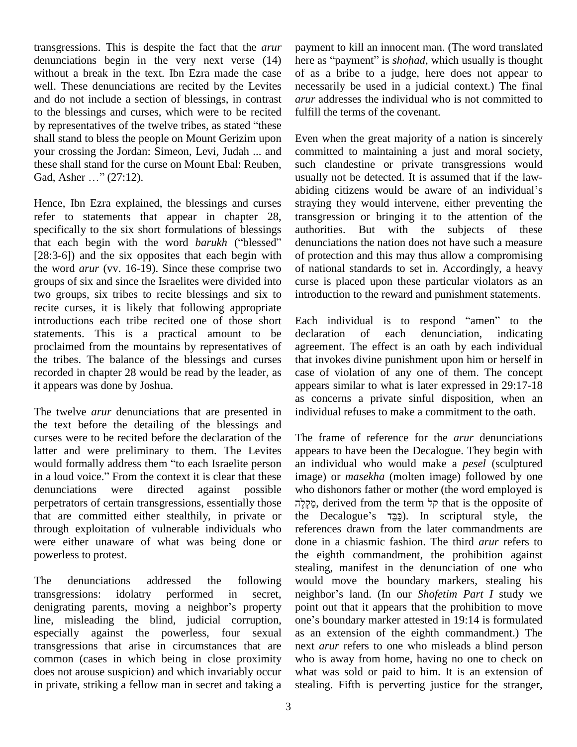transgressions. This is despite the fact that the *arur* denunciations begin in the very next verse (14) without a break in the text. Ibn Ezra made the case well. These denunciations are recited by the Levites and do not include a section of blessings, in contrast to the blessings and curses, which were to be recited by representatives of the twelve tribes, as stated "these shall stand to bless the people on Mount Gerizim upon your crossing the Jordan: Simeon, Levi, Judah ... and these shall stand for the curse on Mount Ebal: Reuben, Gad, Asher …" (27:12).

Hence, Ibn Ezra explained, the blessings and curses refer to statements that appear in chapter 28, specifically to the six short formulations of blessings that each begin with the word *barukh* ("blessed" [28:3-6]) and the six opposites that each begin with the word *arur* (vv. 16-19). Since these comprise two groups of six and since the Israelites were divided into two groups, six tribes to recite blessings and six to recite curses, it is likely that following appropriate introductions each tribe recited one of those short statements. This is a practical amount to be proclaimed from the mountains by representatives of the tribes. The balance of the blessings and curses recorded in chapter 28 would be read by the leader, as it appears was done by Joshua.

The twelve *arur* denunciations that are presented in the text before the detailing of the blessings and curses were to be recited before the declaration of the latter and were preliminary to them. The Levites would formally address them "to each Israelite person in a loud voice." From the context it is clear that these denunciations were directed against possible perpetrators of certain transgressions, essentially those that are committed either stealthily, in private or through exploitation of vulnerable individuals who were either unaware of what was being done or powerless to protest.

The denunciations addressed the following transgressions: idolatry performed in secret, denigrating parents, moving a neighbor's property line, misleading the blind, judicial corruption, especially against the powerless, four sexual transgressions that arise in circumstances that are common (cases in which being in close proximity does not arouse suspicion) and which invariably occur in private, striking a fellow man in secret and taking a payment to kill an innocent man. (The word translated here as "payment" is *shoḥad*, which usually is thought of as a bribe to a judge, here does not appear to necessarily be used in a judicial context.) The final *arur* addresses the individual who is not committed to fulfill the terms of the covenant.

Even when the great majority of a nation is sincerely committed to maintaining a just and moral society, such clandestine or private transgressions would usually not be detected. It is assumed that if the law-abiding citizens would be aware of an individual's straying they would intervene, either preventing the transgression or bringing it to the attention of the authorities. But with the subjects of these denunciations the nation does not have such a measure of protection and this may thus allow a compromising of national standards to set in. Accordingly, a heavy curse is placed upon these particular violators as an introduction to the reward and punishment statements.

Each individual is to respond "amen" to the declaration of each denunciation, indicating agreement. The effect is an oath by each individual that invokes divine punishment upon him or herself in case of violation of any one of them. The concept appears similar to what is later expressed in 29:17-18 as concerns a private sinful disposition, when an individual refuses to make a commitment to the oath.

The frame of reference for the *arur* denunciations appears to have been the Decalogue. They begin with an individual who would make a *pesel* (sculptured image) or *masekha* (molten image) followed by one who dishonors father or mother (the word employed is מַקְלֶה, derived from the term קַל that is the opposite of the Decalogue's כַּבֵּד). In scriptural style, the references drawn from the later commandments are done in a chiasmic fashion. The third *arur* refers to the eighth commandment, the prohibition against stealing, manifest in the denunciation of one who would move the boundary markers, stealing his neighbor's land. (In our *Shofetim Part I* study we point out that it appears that the prohibition to move one's boundary marker attested in 19:14 is formulated as an extension of the eighth commandment.) The next *arur* refers to one who misleads a blind person who is away from home, having no one to check on what was sold or paid to him. It is an extension of stealing. Fifth is perverting justice for the stranger,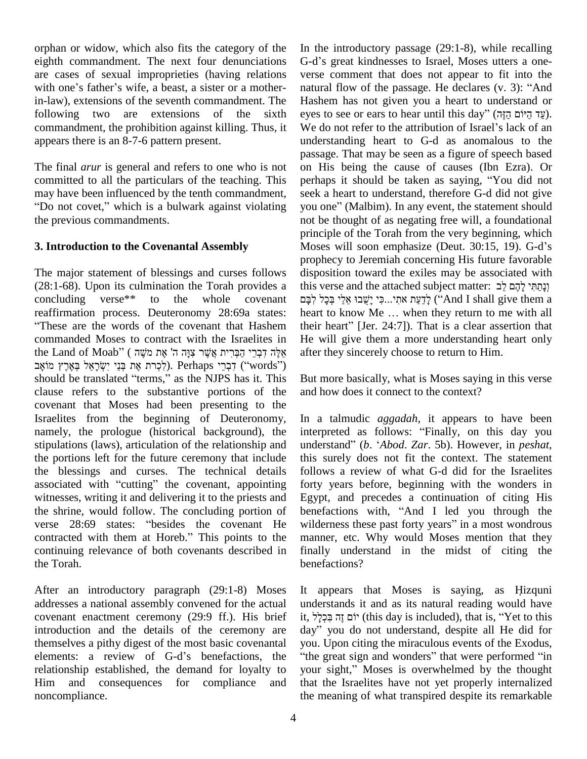orphan or widow, which also fits the category of the eighth commandment. The next four denunciations are cases of sexual improprieties (having relations with one's father's wife, a beast, a sister or a mother-in-law), extensions of the seventh commandment. The following two are extensions of the sixth commandment, the prohibition against killing. Thus, it appears there is an 8-7-6 pattern present.

The final *arur* is general and refers to one who is not committed to all the particulars of the teaching. This may have been influenced by the tenth commandment, "Do not covet," which is a bulwark against violating the previous commandments.

### 3. Introduction to the Covenantal Assembly

The major statement of blessings and curses follows (28:1-68). Upon its culmination the Torah provides a concluding verse** to the whole covenant reaffirmation process. Deuteronomy 28:69a states: "These are the words of the covenant that Hashem commanded Moses to contract with the Israelites in the Land of Moab" (אֵלֶּה דִבְרֵי הַבְּרִית אֲשֶׁר צִוָּה ה' אֶת מֹשֶׁה לִכְרֹת אֶת בְּנֵי יִשְׂרָאֵל בְּאֶרֶץ מוֹאָב). Perhaps דִּבְרֵי ("words") should be translated "terms," as the NJPS has it. This clause refers to the substantive portions of the covenant that Moses had been presenting to the Israelites from the beginning of Deuteronomy, namely, the prologue (historical background), the stipulations (laws), articulation of the relationship and the portions left for the future ceremony that include the blessings and curses. The technical details associated with "cutting" the covenant, appointing witnesses, writing it and delivering it to the priests and the shrine, would follow. The concluding portion of verse 28:69 states: "besides the covenant He contracted with them at Horeb." This points to the continuing relevance of both covenants described in the Torah.

After an introductory paragraph (29:1-8) Moses addresses a national assembly convened for the actual covenant enactment ceremony (29:9 ff.). His brief introduction and the details of the ceremony are themselves a pithy digest of the most basic covenantal elements: a review of G-d's benefactions, the relationship established, the demand for loyalty to Him and consequences for compliance and noncompliance.

In the introductory passage (29:1-8), while recalling G-d's great kindnesses to Israel, Moses utters a one-verse comment that does not appear to fit into the natural flow of the passage. He declares (v. 3): "And Hashem has not given you a heart to understand or eyes to see or ears to hear until this day" (עַד הַיּוֹם הַזֶּה). We do not refer to the attribution of Israel's lack of an understanding heart to G-d as anomalous to the passage. That may be seen as a figure of speech based on His being the cause of causes (Ibn Ezra). Or perhaps it should be taken as saying, "You did not seek a heart to understand, therefore G-d did not give you one" (Malbim). In any event, the statement should not be thought of as negating free will, a foundational principle of the Torah from the very beginning, which Moses will soon emphasize (Deut. 30:15, 19). G-d's prophecy to Jeremiah concerning His future favorable disposition toward the exiles may be associated with this verse and the attached subject matter: וְנָתַתִּי לָהֶם לֵב לָדַעַת אֹתִי...כִּי יָשֻׁבוּ אֵלַי בְּכָל לִבָּם ("And I shall give them a heart to know Me … when they return to me with all their heart" [Jer. 24:7]). That is a clear assertion that He will give them a more understanding heart only after they sincerely choose to return to Him.

But more basically, what is Moses saying in this verse and how does it connect to the context?

In a talmudic *aggadah*, it appears to have been interpreted as follows: "Finally, on this day you understand" (*b*. *'Abod*. *Zar*. 5b). However, in *peshat*, this surely does not fit the context. The statement follows a review of what G-d did for the Israelites forty years before, beginning with the wonders in Egypt, and precedes a continuation of citing His benefactions with, "And I led you through the wilderness these past forty years" in a most wondrous manner, etc. Why would Moses mention that they finally understand in the midst of citing the benefactions?

It appears that Moses is saying, as Ḥizquni understands it and as its natural reading would have it, יוֹם זֶה בִּכְלָל (this day is included), that is, "Yet to this day" you do not understand, despite all He did for you. Upon citing the miraculous events of the Exodus, "the great sign and wonders" that were performed "in your sight," Moses is overwhelmed by the thought that the Israelites have not yet properly internalized the meaning of what transpired despite its remarkable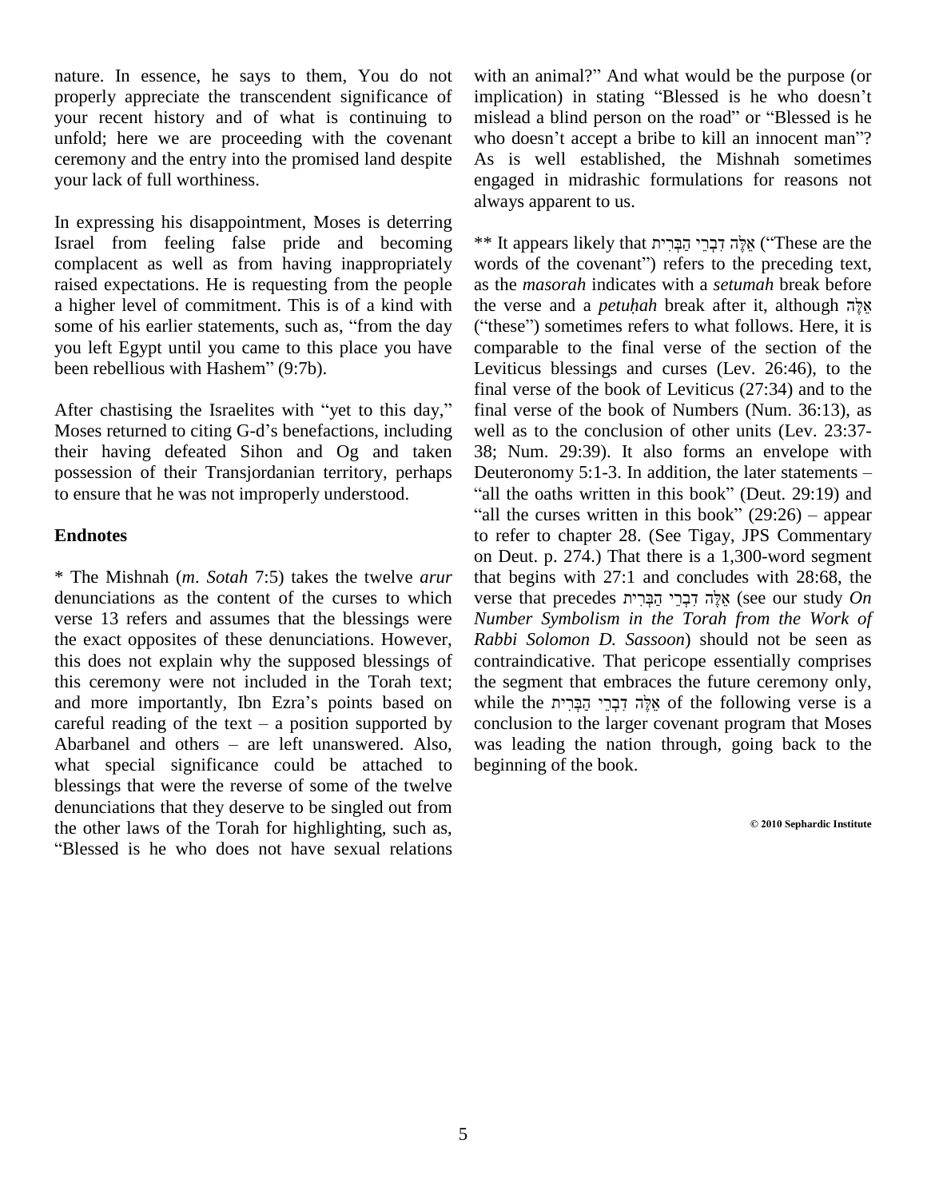nature. In essence, he says to them, You do not properly appreciate the transcendent significance of your recent history and of what is continuing to unfold; here we are proceeding with the covenant ceremony and the entry into the promised land despite your lack of full worthiness.

In expressing his disappointment, Moses is deterring Israel from feeling false pride and becoming complacent as well as from having inappropriately raised expectations. He is requesting from the people a higher level of commitment. This is of a kind with some of his earlier statements, such as, "from the day you left Egypt until you came to this place you have been rebellious with Hashem" (9:7b).

After chastising the Israelites with "yet to this day," Moses returned to citing G-d's benefactions, including their having defeated Sihon and Og and taken possession of their Transjordanian territory, perhaps to ensure that he was not improperly understood.

**Endnotes**

* The Mishnah (*m*. *Sotah* 7:5) takes the twelve *arur* denunciations as the content of the curses to which verse 13 refers and assumes that the blessings were the exact opposites of these denunciations. However, this does not explain why the supposed blessings of this ceremony were not included in the Torah text; and more importantly, Ibn Ezra's points based on careful reading of the text – a position supported by Abarbanel and others – are left unanswered. Also, what special significance could be attached to blessings that were the reverse of some of the twelve denunciations that they deserve to be singled out from the other laws of the Torah for highlighting, such as, "Blessed is he who does not have sexual relations with an animal?" And what would be the purpose (or implication) in stating "Blessed is he who doesn't mislead a blind person on the road" or "Blessed is he who doesn't accept a bribe to kill an innocent man"? As is well established, the Mishnah sometimes engaged in midrashic formulations for reasons not always apparent to us.

** It appears likely that אֵלֶּה דִבְרֵי הַבְּרִית ("These are the words of the covenant") refers to the preceding text, as the *masorah* indicates with a *setumah* break before the verse and a *petuḥah* break after it, although אֵלֶּה ("these") sometimes refers to what follows. Here, it is comparable to the final verse of the section of the Leviticus blessings and curses (Lev. 26:46), to the final verse of the book of Leviticus (27:34) and to the final verse of the book of Numbers (Num. 36:13), as well as to the conclusion of other units (Lev. 23:37-38; Num. 29:39). It also forms an envelope with Deuteronomy 5:1-3. In addition, the later statements – "all the oaths written in this book" (Deut. 29:19) and "all the curses written in this book" (29:26) – appear to refer to chapter 28. (See Tigay, JPS Commentary on Deut. p. 274.) That there is a 1,300-word segment that begins with 27:1 and concludes with 28:68, the verse that precedes אֵלֶּה דִבְרֵי הַבְּרִית (see our study *On Number Symbolism in the Torah from the Work of Rabbi Solomon D. Sassoon*) should not be seen as contraindicative. That pericope essentially comprises the segment that embraces the future ceremony only, while the אֵלֶּה דִבְרֵי הַבְּרִית of the following verse is a conclusion to the larger covenant program that Moses was leading the nation through, going back to the beginning of the book.

**© 2010 Sephardic Institute**